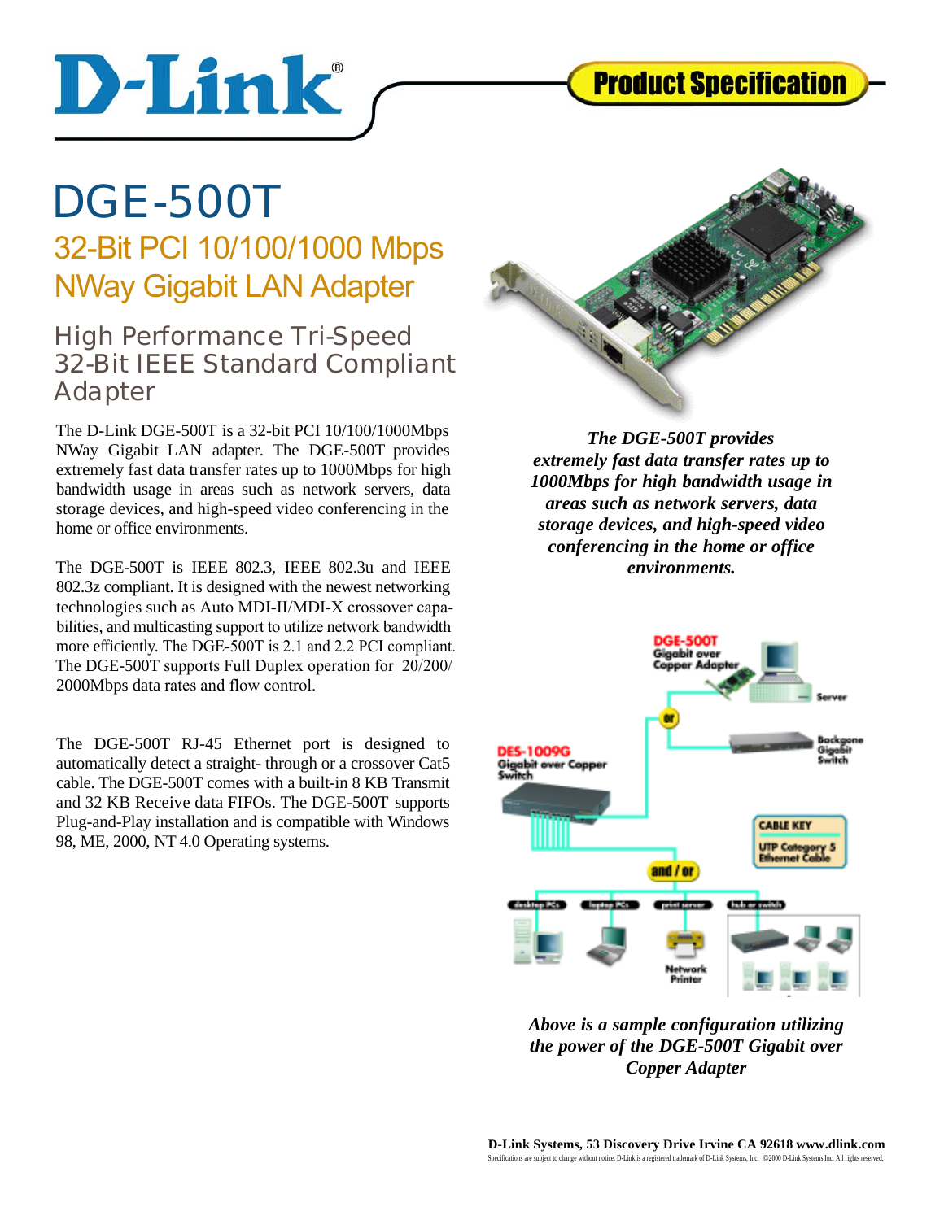# DGE-500T

## 32-Bit PCI 10/100/1000 Mbps NWay Gigabit LAN Adapter

### High Performance Tri-Speed 32-Bit IEEE Standard Compliant Adapter

The D-Link DGE-500T is a 32-bit PCI 10/100/1000Mbps NWay Gigabit LAN adapter. The DGE-500T provides extremely fast data transfer rates up to 1000Mbps for high bandwidth usage in areas such as network servers, data storage devices, and high-speed video conferencing in the home or office environments.

The DGE-500T is IEEE 802.3, IEEE 802.3u and IEEE 802.3z compliant. It is designed with the newest networking technologies such as Auto MDI-II/MDI-X crossover capabilities, and multicasting support to utilize network bandwidth more efficiently. The DGE-500T is 2.1 and 2.2 PCI compliant. The DGE-500T supports Full Duplex operation for 20/200/2000Mbps data rates and flow control.

The DGE-500T RJ-45 Ethernet port is designed to automatically detect a straight- through or a crossover Cat5 cable. The DGE-500T comes with a built-in 8 KB Transmit and 32 KB Receive data FIFOs. The DGE-500T supports Plug-and-Play installation and is compatible with Windows 98, ME, 2000, NT 4.0 Operating systems.

***The DGE-500T provides extremely fast data transfer rates up to 1000Mbps for high bandwidth usage in areas such as network servers, data storage devices, and high-speed video conferencing in the home or office environments.***

***Above is a sample configuration utilizing the power of the DGE-500T Gigabit over Copper Adapter***

**D-Link Systems, 53 Discovery Drive Irvine CA 92618 www.dlink.com**

Specifications are subject to change without notice. D-Link is a registered trademark of D-Link Systems, Inc. ©2000 D-Link Systems Inc. All rights reserved.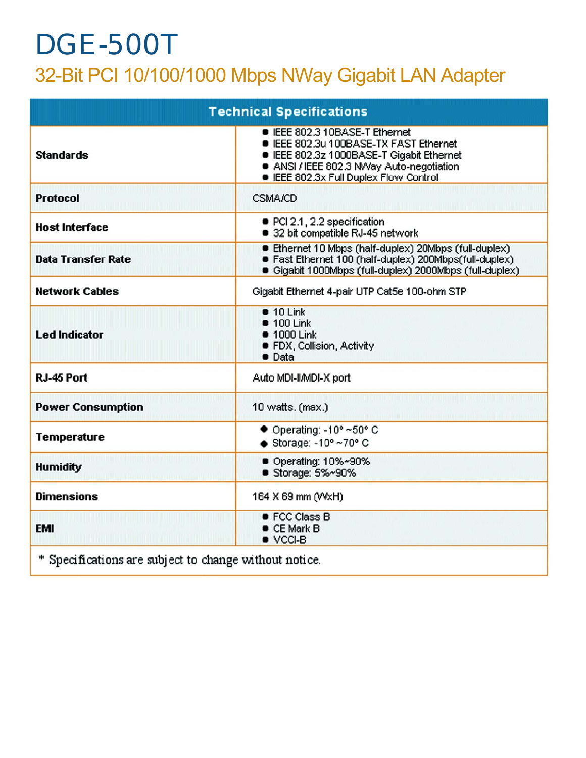# DGE-500T

## 32-Bit PCI 10/100/1000 Mbps NWay Gigabit LAN Adapter

| Technical Specifications | |
|---|---|
| **Standards** | • IEEE 802.3 10BASE-T Ethernet<br>• IEEE 802.3u 100BASE-TX FAST Ethernet<br>• IEEE 802.3z 1000BASE-T Gigabit Ethernet<br>• ANSI / IEEE 802.3 NWay Auto-negotiation<br>• IEEE 802.3x Full Duplex Flow Control |
| **Protocol** | CSMA/CD |
| **Host Interface** | • PCI 2.1, 2.2 specification<br>• 32 bit compatible RJ-45 network |
| **Data Transfer Rate** | • Ethernet 10 Mbps (half-duplex) 20Mbps (full-duplex)<br>• Fast Ethernet 100 (half-duplex) 200Mbps(full-duplex)<br>• Gigabit 1000Mbps (full-duplex) 2000Mbps (full-duplex) |
| **Network Cables** | Gigabit Ethernet 4-pair UTP Cat5e 100-ohm STP |
| **Led Indicator** | • 10 Link<br>• 100 Link<br>• 1000 Link<br>• FDX, Collision, Activity<br>• Data |
| **RJ-45 Port** | Auto MDI-II/MDI-X port |
| **Power Consumption** | 10 watts. (max.) |
| **Temperature** | • Operating: -10° ~50° C<br>• Storage: -10° ~70° C |
| **Humidity** | • Operating: 10%~90%<br>• Storage: 5%~90% |
| **Dimensions** | 164 X 69 mm (WxH) |
| **EMI** | • FCC Class B<br>• CE Mark B<br>• VCCI-B |

* Specifications are subject to change without notice.